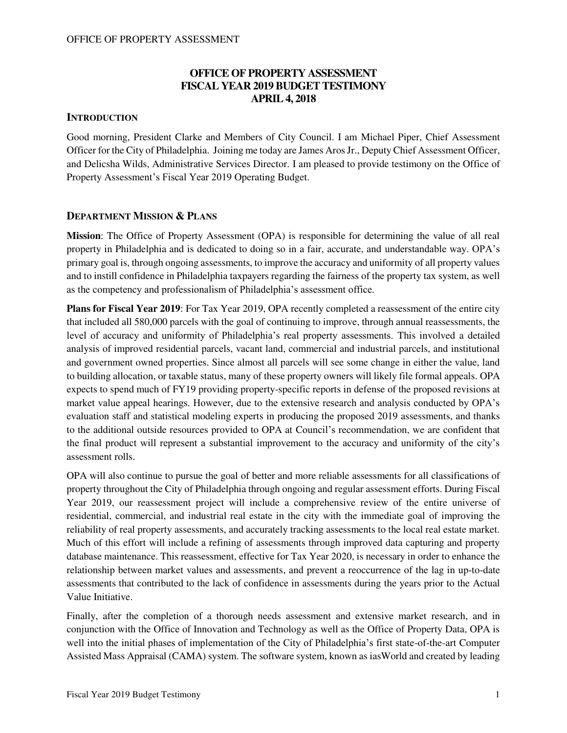# OFFICE OF PROPERTY ASSESSMENT
# FISCAL YEAR 2019 BUDGET TESTIMONY
# APRIL 4, 2018

## INTRODUCTION

Good morning, President Clarke and Members of City Council. I am Michael Piper, Chief Assessment Officer for the City of Philadelphia. Joining me today are James Aros Jr., Deputy Chief Assessment Officer, and Delicsha Wilds, Administrative Services Director. I am pleased to provide testimony on the Office of Property Assessment's Fiscal Year 2019 Operating Budget.

## DEPARTMENT MISSION & PLANS

**Mission**: The Office of Property Assessment (OPA) is responsible for determining the value of all real property in Philadelphia and is dedicated to doing so in a fair, accurate, and understandable way. OPA's primary goal is, through ongoing assessments, to improve the accuracy and uniformity of all property values and to instill confidence in Philadelphia taxpayers regarding the fairness of the property tax system, as well as the competency and professionalism of Philadelphia's assessment office.

**Plans for Fiscal Year 2019**: For Tax Year 2019, OPA recently completed a reassessment of the entire city that included all 580,000 parcels with the goal of continuing to improve, through annual reassessments, the level of accuracy and uniformity of Philadelphia's real property assessments. This involved a detailed analysis of improved residential parcels, vacant land, commercial and industrial parcels, and institutional and government owned properties. Since almost all parcels will see some change in either the value, land to building allocation, or taxable status, many of these property owners will likely file formal appeals. OPA expects to spend much of FY19 providing property-specific reports in defense of the proposed revisions at market value appeal hearings. However, due to the extensive research and analysis conducted by OPA's evaluation staff and statistical modeling experts in producing the proposed 2019 assessments, and thanks to the additional outside resources provided to OPA at Council's recommendation, we are confident that the final product will represent a substantial improvement to the accuracy and uniformity of the city's assessment rolls.

OPA will also continue to pursue the goal of better and more reliable assessments for all classifications of property throughout the City of Philadelphia through ongoing and regular assessment efforts. During Fiscal Year 2019, our reassessment project will include a comprehensive review of the entire universe of residential, commercial, and industrial real estate in the city with the immediate goal of improving the reliability of real property assessments, and accurately tracking assessments to the local real estate market. Much of this effort will include a refining of assessments through improved data capturing and property database maintenance. This reassessment, effective for Tax Year 2020, is necessary in order to enhance the relationship between market values and assessments, and prevent a reoccurrence of the lag in up-to-date assessments that contributed to the lack of confidence in assessments during the years prior to the Actual Value Initiative.

Finally, after the completion of a thorough needs assessment and extensive market research, and in conjunction with the Office of Innovation and Technology as well as the Office of Property Data, OPA is well into the initial phases of implementation of the City of Philadelphia's first state-of-the-art Computer Assisted Mass Appraisal (CAMA) system. The software system, known as iasWorld and created by leading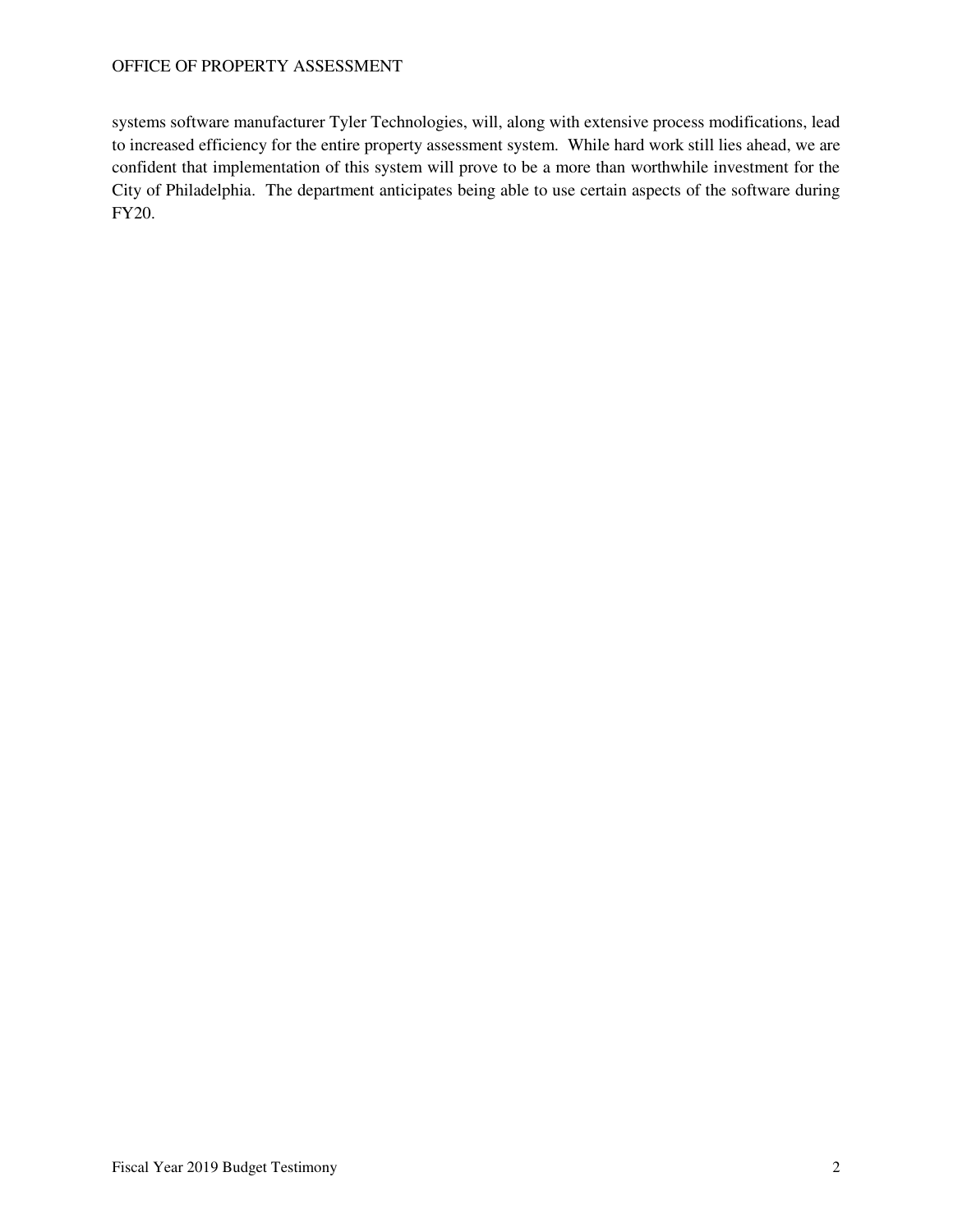systems software manufacturer Tyler Technologies, will, along with extensive process modifications, lead to increased efficiency for the entire property assessment system. While hard work still lies ahead, we are confident that implementation of this system will prove to be a more than worthwhile investment for the City of Philadelphia. The department anticipates being able to use certain aspects of the software during FY20.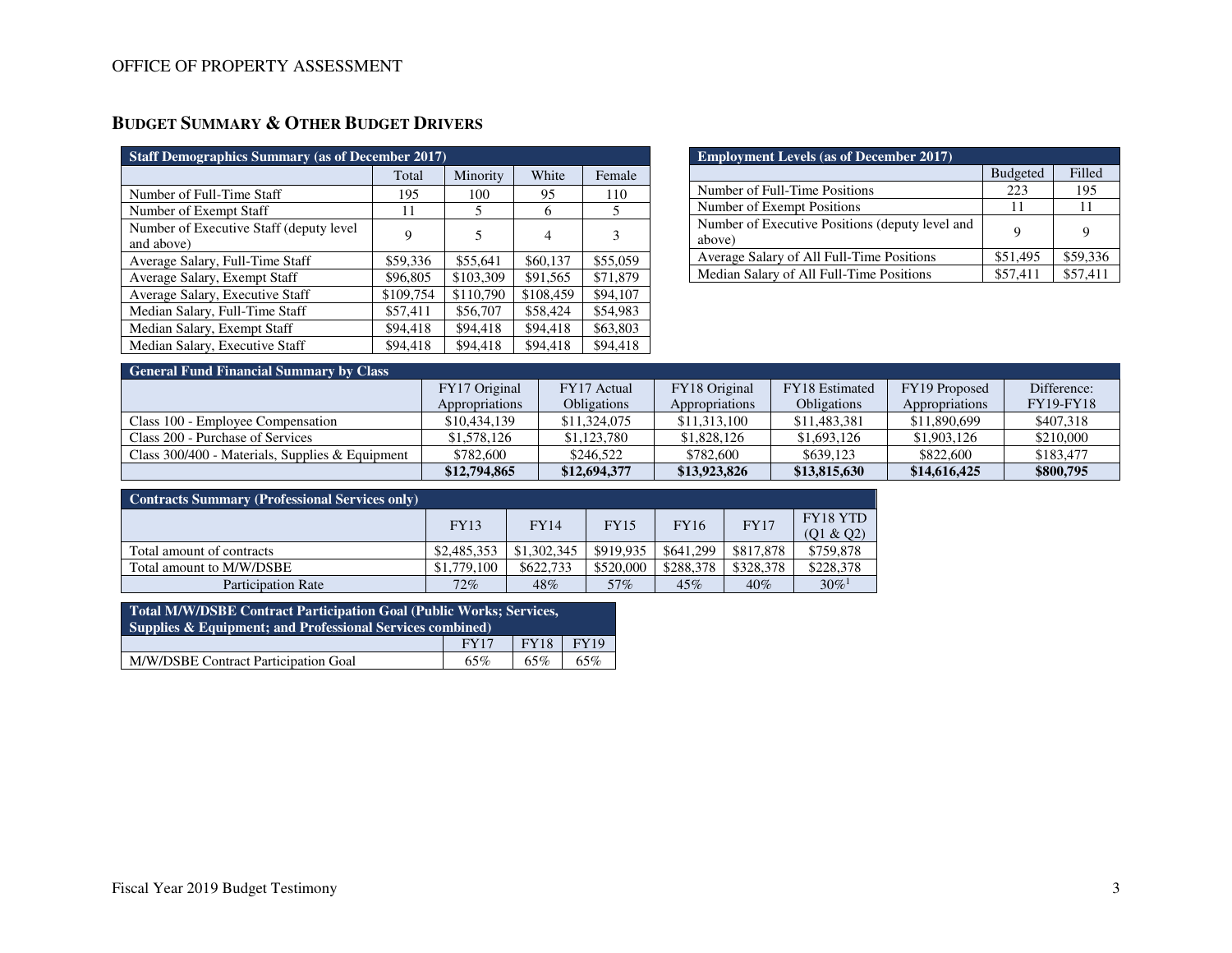## Budget Summary & Other Budget Drivers

| Staff Demographics Summary (as of December 2017) | | | | |
|---|---|---|---|---|
| | Total | Minority | White | Female |
| Number of Full-Time Staff | 195 | 100 | 95 | 110 |
| Number of Exempt Staff | 11 | 5 | 6 | 5 |
| Number of Executive Staff (deputy level and above) | 9 | 5 | 4 | 3 |
| Average Salary, Full-Time Staff | $59,336 | $55,641 | $60,137 | $55,059 |
| Average Salary, Exempt Staff | $96,805 | $103,309 | $91,565 | $71,879 |
| Average Salary, Executive Staff | $109,754 | $110,790 | $108,459 | $94,107 |
| Median Salary, Full-Time Staff | $57,411 | $56,707 | $58,424 | $54,983 |
| Median Salary, Exempt Staff | $94,418 | $94,418 | $94,418 | $63,803 |
| Median Salary, Executive Staff | $94,418 | $94,418 | $94,418 | $94,418 |

| Employment Levels (as of December 2017) | | |
|---|---|---|
| | Budgeted | Filled |
| Number of Full-Time Positions | 223 | 195 |
| Number of Exempt Positions | 11 | 11 |
| Number of Executive Positions (deputy level and above) | 9 | 9 |
| Average Salary of All Full-Time Positions | $51,495 | $59,336 |
| Median Salary of All Full-Time Positions | $57,411 | $57,411 |

| General Fund Financial Summary by Class | | | | | | |
|---|---|---|---|---|---|---|
| | FY17 Original Appropriations | FY17 Actual Obligations | FY18 Original Appropriations | FY18 Estimated Obligations | FY19 Proposed Appropriations | Difference: FY19-FY18 |
| Class 100 - Employee Compensation | $10,434,139 | $11,324,075 | $11,313,100 | $11,483,381 | $11,890,699 | $407,318 |
| Class 200 - Purchase of Services | $1,578,126 | $1,123,780 | $1,828,126 | $1,693,126 | $1,903,126 | $210,000 |
| Class 300/400 - Materials, Supplies & Equipment | $782,600 | $246,522 | $782,600 | $639,123 | $822,600 | $183,477 |
| | **$12,794,865** | **$12,694,377** | **$13,923,826** | **$13,815,630** | **$14,616,425** | **$800,795** |

| Contracts Summary (Professional Services only) | | | | | | |
|---|---|---|---|---|---|---|
| | FY13 | FY14 | FY15 | FY16 | FY17 | FY18 YTD (Q1 & Q2) |
| Total amount of contracts | $2,485,353 | $1,302,345 | $919,935 | $641,299 | $817,878 | $759,878 |
| Total amount to M/W/DSBE | $1,779,100 | $622,733 | $520,000 | $288,378 | $328,378 | $228,378 |
| Participation Rate | 72% | 48% | 57% | 45% | 40% | 30%[1] |

| Total M/W/DSBE Contract Participation Goal (Public Works; Services, Supplies & Equipment; and Professional Services combined) | | | |
|---|---|---|---|
| | FY17 | FY18 | FY19 |
| M/W/DSBE Contract Participation Goal | 65% | 65% | 65% |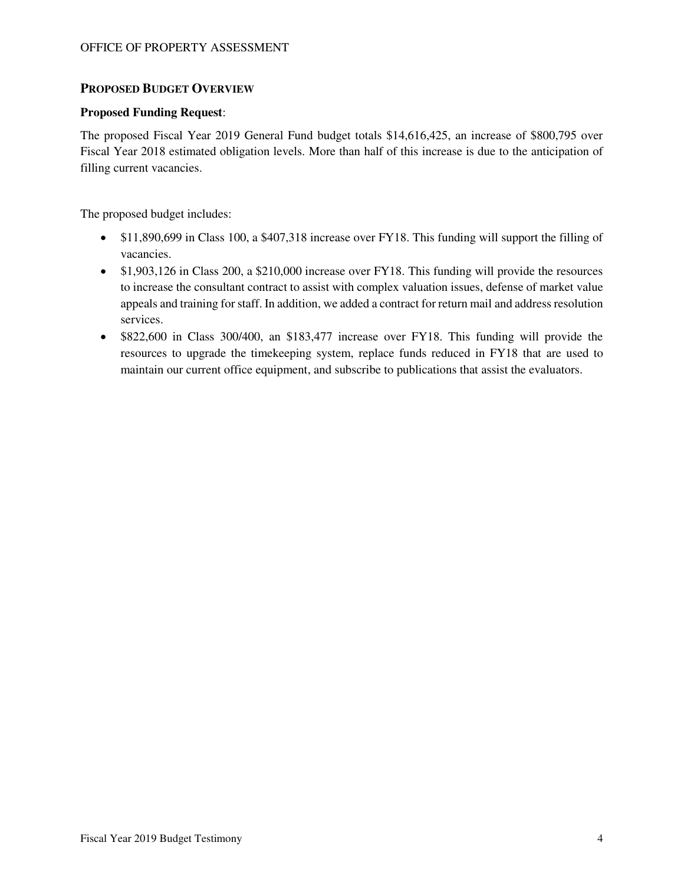## PROPOSED BUDGET OVERVIEW

**Proposed Funding Request**:

The proposed Fiscal Year 2019 General Fund budget totals $14,616,425, an increase of $800,795 over Fiscal Year 2018 estimated obligation levels. More than half of this increase is due to the anticipation of filling current vacancies.

The proposed budget includes:

- $11,890,699 in Class 100, a $407,318 increase over FY18. This funding will support the filling of vacancies.
- $1,903,126 in Class 200, a $210,000 increase over FY18. This funding will provide the resources to increase the consultant contract to assist with complex valuation issues, defense of market value appeals and training for staff. In addition, we added a contract for return mail and address resolution services.
- $822,600 in Class 300/400, an $183,477 increase over FY18. This funding will provide the resources to upgrade the timekeeping system, replace funds reduced in FY18 that are used to maintain our current office equipment, and subscribe to publications that assist the evaluators.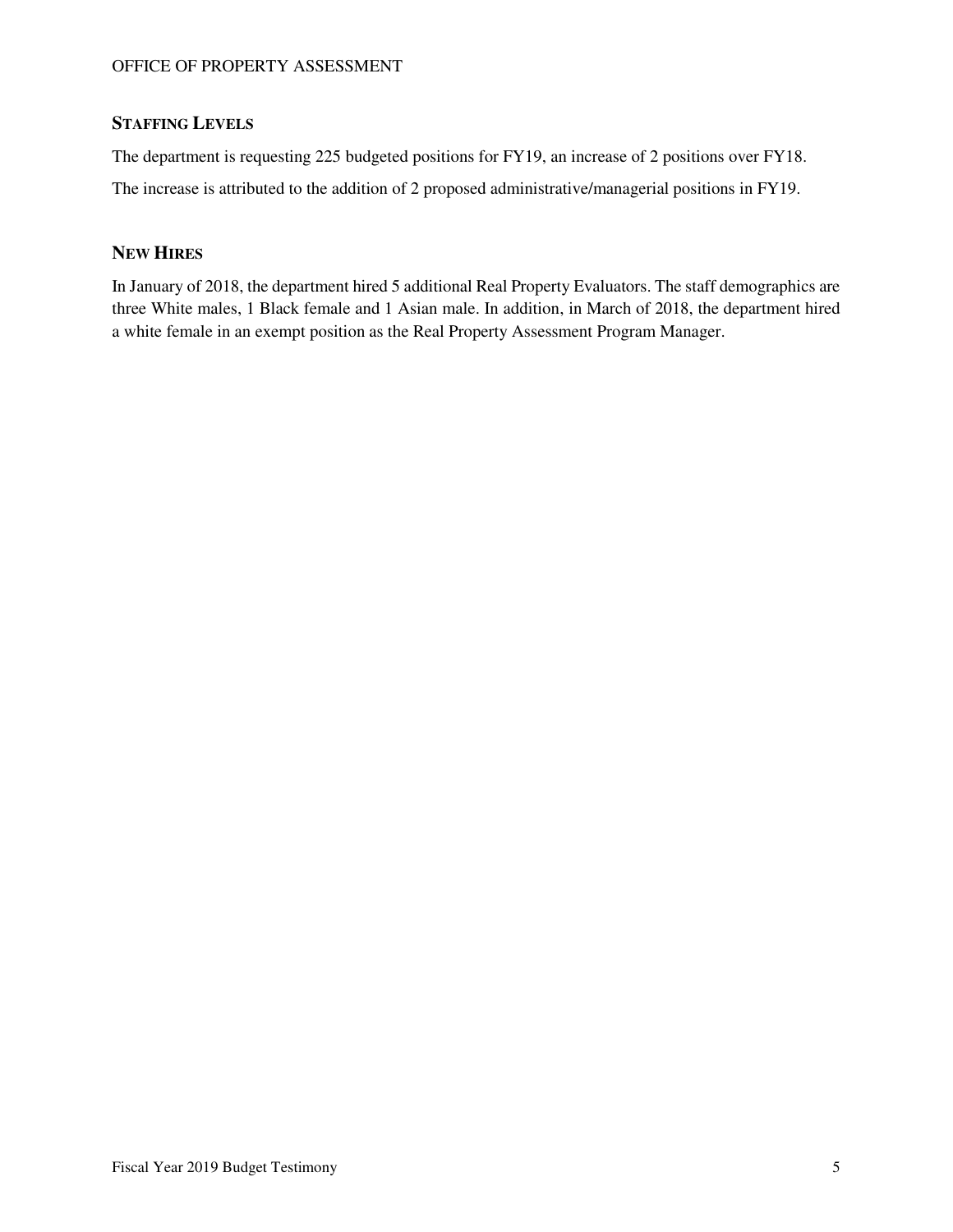## STAFFING LEVELS

The department is requesting 225 budgeted positions for FY19, an increase of 2 positions over FY18.

The increase is attributed to the addition of 2 proposed administrative/managerial positions in FY19.

## NEW HIRES

In January of 2018, the department hired 5 additional Real Property Evaluators. The staff demographics are three White males, 1 Black female and 1 Asian male. In addition, in March of 2018, the department hired a white female in an exempt position as the Real Property Assessment Program Manager.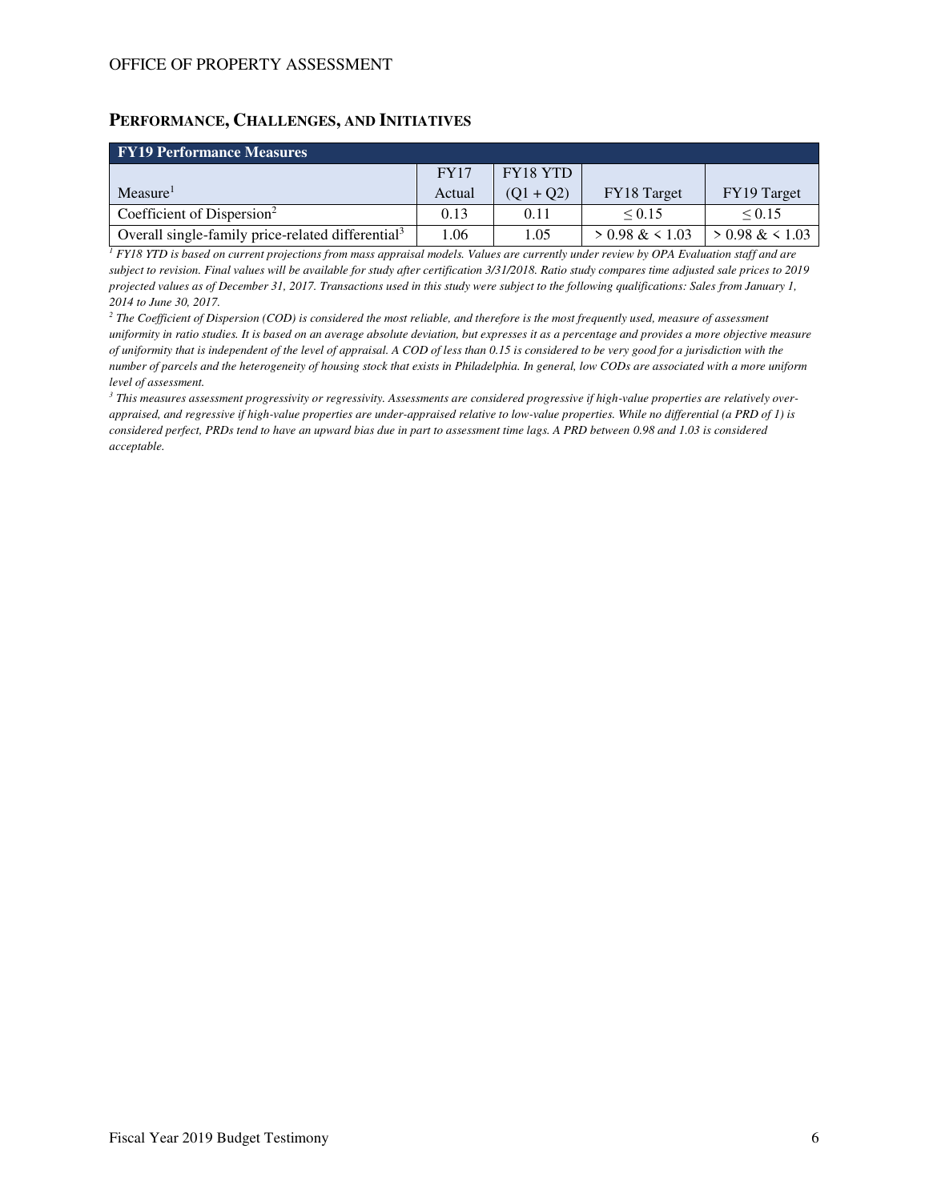## PERFORMANCE, CHALLENGES, AND INITIATIVES

| FY19 Performance Measures | | | | |
|---|---|---|---|---|
| Measure[1] | FY17 Actual | FY18 YTD (Q1 + Q2) | FY18 Target | FY19 Target |
| Coefficient of Dispersion[2] | 0.13 | 0.11 | ≤ 0.15 | ≤ 0.15 |
| Overall single-family price-related differential[3] | 1.06 | 1.05 | > 0.98 & < 1.03 | > 0.98 & < 1.03 |

*[1] FY18 YTD is based on current projections from mass appraisal models. Values are currently under review by OPA Evaluation staff and are subject to revision. Final values will be available for study after certification 3/31/2018. Ratio study compares time adjusted sale prices to 2019 projected values as of December 31, 2017. Transactions used in this study were subject to the following qualifications: Sales from January 1, 2014 to June 30, 2017.*

*[2] The Coefficient of Dispersion (COD) is considered the most reliable, and therefore is the most frequently used, measure of assessment uniformity in ratio studies. It is based on an average absolute deviation, but expresses it as a percentage and provides a more objective measure of uniformity that is independent of the level of appraisal. A COD of less than 0.15 is considered to be very good for a jurisdiction with the number of parcels and the heterogeneity of housing stock that exists in Philadelphia. In general, low CODs are associated with a more uniform level of assessment.*

*[3] This measures assessment progressivity or regressivity. Assessments are considered progressive if high-value properties are relatively over-appraised, and regressive if high-value properties are under-appraised relative to low-value properties. While no differential (a PRD of 1) is considered perfect, PRDs tend to have an upward bias due in part to assessment time lags. A PRD between 0.98 and 1.03 is considered acceptable.*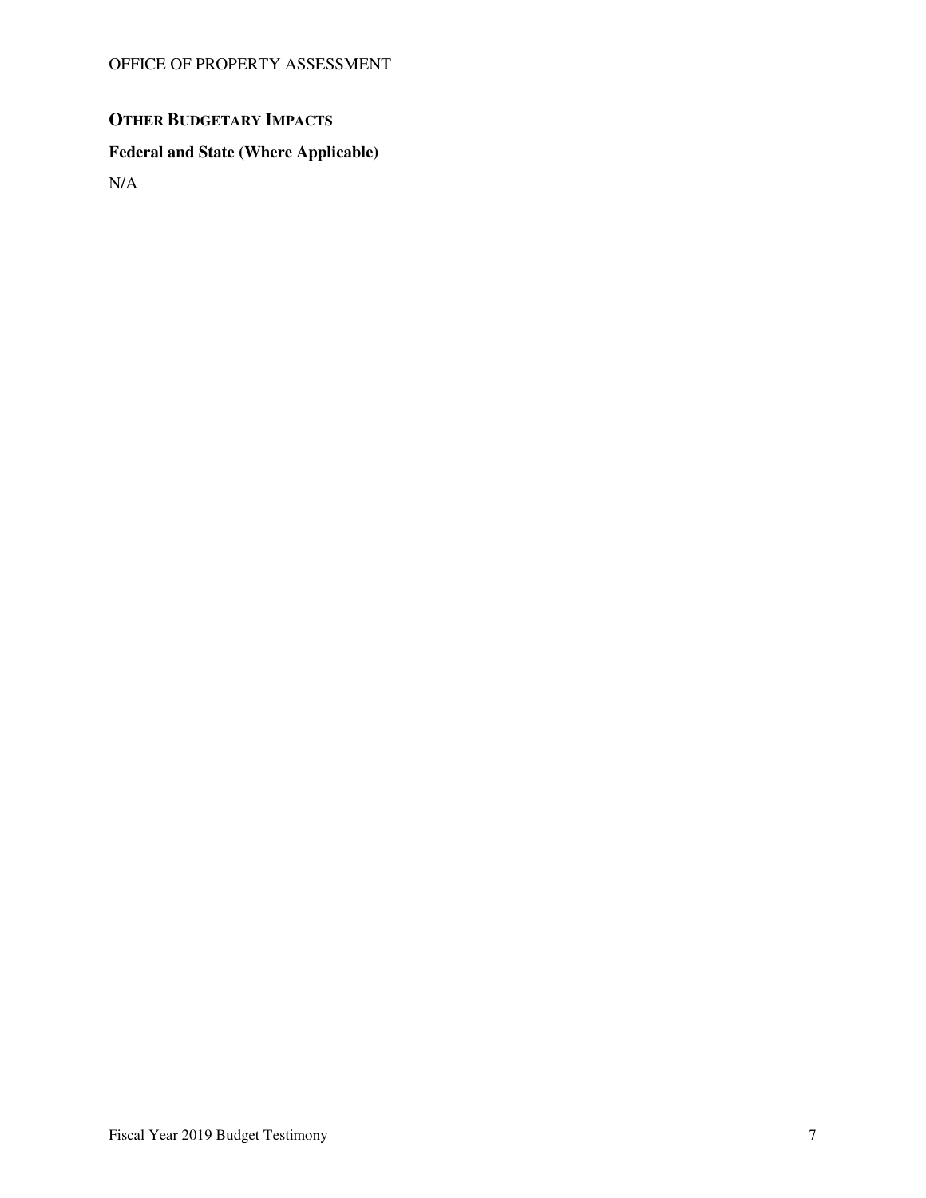## OTHER BUDGETARY IMPACTS

### Federal and State (Where Applicable)

N/A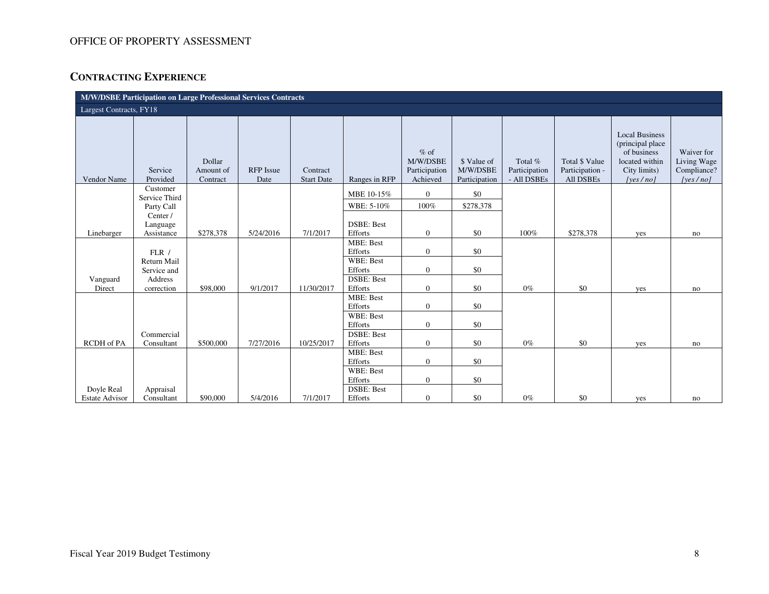## CONTRACTING EXPERIENCE

| M/W/DSBE Participation on Large Professional Services Contracts | | | | | | | | | | | |
|---|---|---|---|---|---|---|---|---|---|---|---|
| Largest Contracts, FY18 | | | | | | | | | | | |
| Vendor Name | Service Provided | Dollar Amount of Contract | RFP Issue Date | Contract Start Date | Ranges in RFP | % of M/W/DSBE Participation Achieved | $ Value of M/W/DSBE Participation | Total % Participation - All DSBEs | Total $ Value Participation - All DSBEs | Local Business (principal place of business located within City limits) *[yes / no]* | Waiver for Living Wage Compliance? *[yes / no]* |
| Linebarger | Customer Service Third Party Call Center / Language Assistance | $278,378 | 5/24/2016 | 7/1/2017 | MBE 10-15% | 0 | $0 | 100% | $278,378 | yes | no |
| | | | | | WBE: 5-10% | 100% | $278,378 | | | | |
| | | | | | DSBE: Best Efforts | 0 | $0 | | | | |
| Vanguard Direct | FLR / Return Mail Service and Address correction | $98,000 | 9/1/2017 | 11/30/2017 | MBE: Best Efforts | 0 | $0 | 0% | $0 | yes | no |
| | | | | | WBE: Best Efforts | 0 | $0 | | | | |
| | | | | | DSBE: Best Efforts | 0 | $0 | | | | |
| RCDH of PA | Commercial Consultant | $500,000 | 7/27/2016 | 10/25/2017 | MBE: Best Efforts | 0 | $0 | 0% | $0 | yes | no |
| | | | | | WBE: Best Efforts | 0 | $0 | | | | |
| | | | | | DSBE: Best Efforts | 0 | $0 | | | | |
| Doyle Real Estate Advisor | Appraisal Consultant | $90,000 | 5/4/2016 | 7/1/2017 | MBE: Best Efforts | 0 | $0 | 0% | $0 | yes | no |
| | | | | | WBE: Best Efforts | 0 | $0 | | | | |
| | | | | | DSBE: Best Efforts | 0 | $0 | | | | |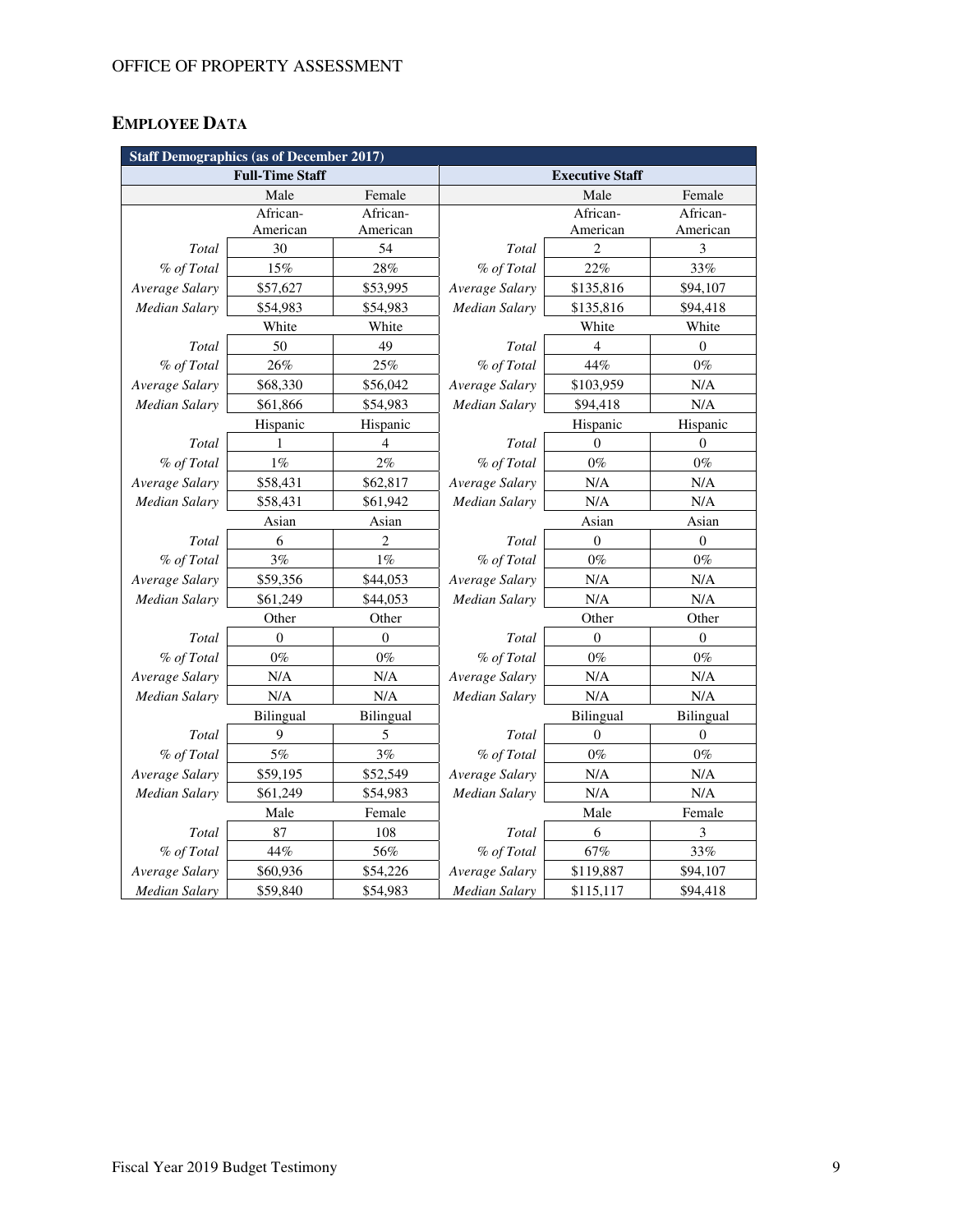## EMPLOYEE DATA

| Staff Demographics (as of December 2017) | | | | | |
|---|---|---|---|---|---|
| Full-Time Staff | | | Executive Staff | | |
| | Male | Female | | Male | Female |
| | African-American | African-American | | African-American | African-American |
| *Total* | 30 | 54 | *Total* | 2 | 3 |
| *% of Total* | 15% | 28% | *% of Total* | 22% | 33% |
| *Average Salary* | $57,627 | $53,995 | *Average Salary* | $135,816 | $94,107 |
| *Median Salary* | $54,983 | $54,983 | *Median Salary* | $135,816 | $94,418 |
| | White | White | | White | White |
| *Total* | 50 | 49 | *Total* | 4 | 0 |
| *% of Total* | 26% | 25% | *% of Total* | 44% | 0% |
| *Average Salary* | $68,330 | $56,042 | *Average Salary* | $103,959 | N/A |
| *Median Salary* | $61,866 | $54,983 | *Median Salary* | $94,418 | N/A |
| | Hispanic | Hispanic | | Hispanic | Hispanic |
| *Total* | 1 | 4 | *Total* | 0 | 0 |
| *% of Total* | 1% | 2% | *% of Total* | 0% | 0% |
| *Average Salary* | $58,431 | $62,817 | *Average Salary* | N/A | N/A |
| *Median Salary* | $58,431 | $61,942 | *Median Salary* | N/A | N/A |
| | Asian | Asian | | Asian | Asian |
| *Total* | 6 | 2 | *Total* | 0 | 0 |
| *% of Total* | 3% | 1% | *% of Total* | 0% | 0% |
| *Average Salary* | $59,356 | $44,053 | *Average Salary* | N/A | N/A |
| *Median Salary* | $61,249 | $44,053 | *Median Salary* | N/A | N/A |
| | Other | Other | | Other | Other |
| *Total* | 0 | 0 | *Total* | 0 | 0 |
| *% of Total* | 0% | 0% | *% of Total* | 0% | 0% |
| *Average Salary* | N/A | N/A | *Average Salary* | N/A | N/A |
| *Median Salary* | N/A | N/A | *Median Salary* | N/A | N/A |
| | Bilingual | Bilingual | | Bilingual | Bilingual |
| *Total* | 9 | 5 | *Total* | 0 | 0 |
| *% of Total* | 5% | 3% | *% of Total* | 0% | 0% |
| *Average Salary* | $59,195 | $52,549 | *Average Salary* | N/A | N/A |
| *Median Salary* | $61,249 | $54,983 | *Median Salary* | N/A | N/A |
| | Male | Female | | Male | Female |
| *Total* | 87 | 108 | *Total* | 6 | 3 |
| *% of Total* | 44% | 56% | *% of Total* | 67% | 33% |
| *Average Salary* | $60,936 | $54,226 | *Average Salary* | $119,887 | $94,107 |
| *Median Salary* | $59,840 | $54,983 | *Median Salary* | $115,117 | $94,418 |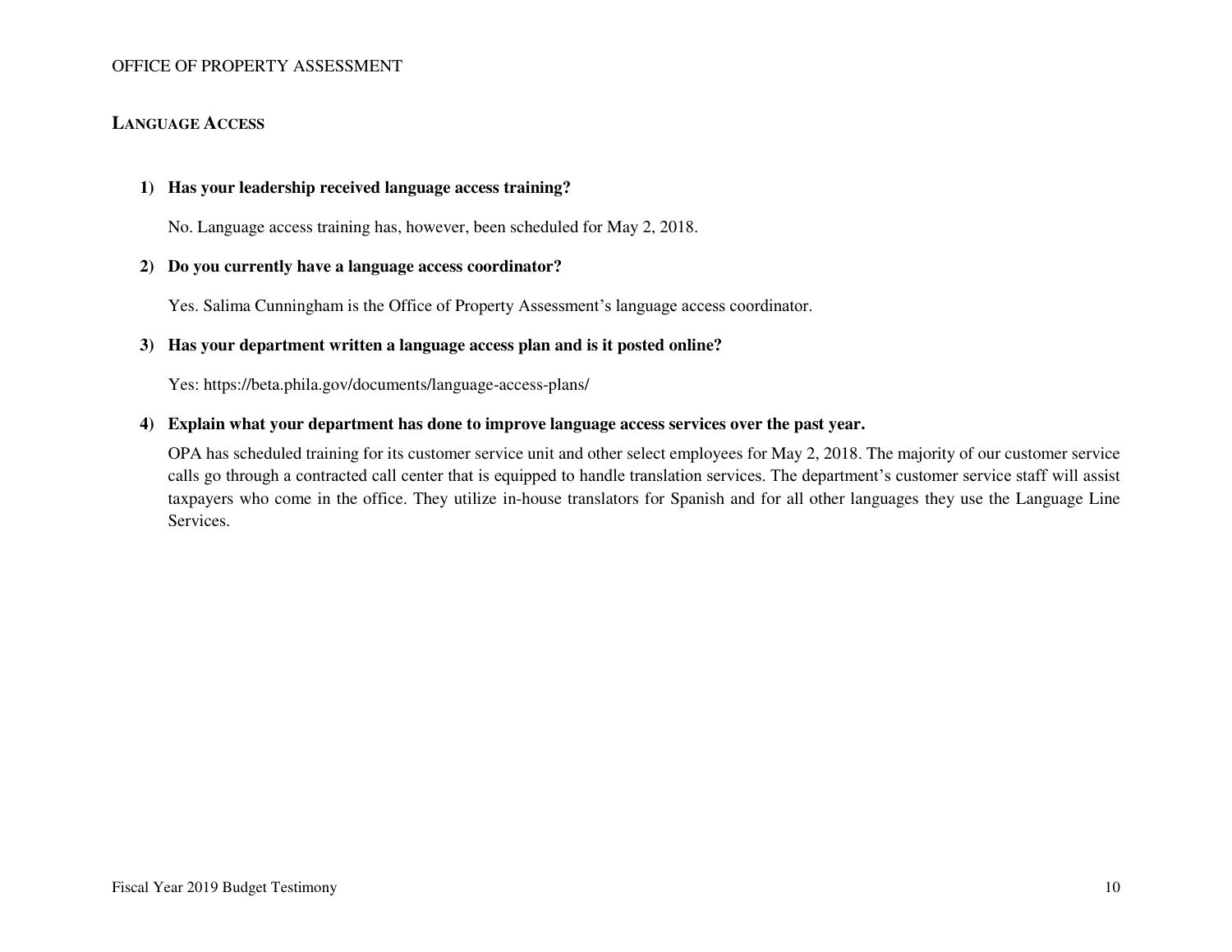## Language Access

1) **Has your leadership received language access training?**

   No. Language access training has, however, been scheduled for May 2, 2018.

2) **Do you currently have a language access coordinator?**

   Yes. Salima Cunningham is the Office of Property Assessment's language access coordinator.

3) **Has your department written a language access plan and is it posted online?**

   Yes: https://beta.phila.gov/documents/language-access-plans/

4) **Explain what your department has done to improve language access services over the past year.**

   OPA has scheduled training for its customer service unit and other select employees for May 2, 2018. The majority of our customer service calls go through a contracted call center that is equipped to handle translation services. The department's customer service staff will assist taxpayers who come in the office. They utilize in-house translators for Spanish and for all other languages they use the Language Line Services.